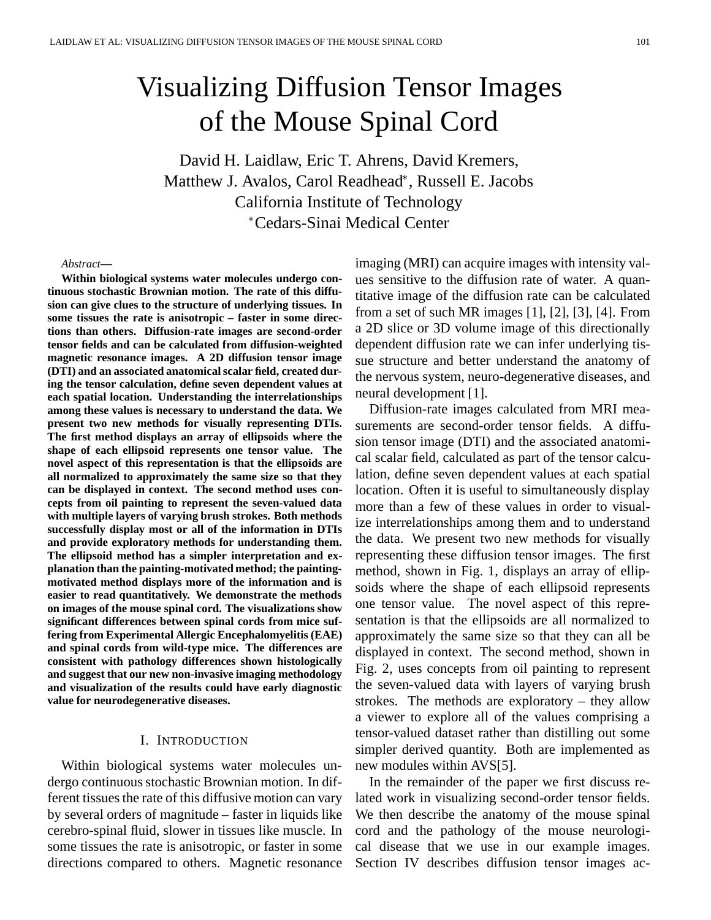# Visualizing Diffusion Tensor Images of the Mouse Spinal Cord

David H. Laidlaw, Eric T. Ahrens, David Kremers, Matthew J. Avalos, Carol Readhead*, Russell E. Jacobs
California Institute of Technology
*Cedars-Sinai Medical Center

*Abstract*—

**Within biological systems water molecules undergo continuous stochastic Brownian motion. The rate of this diffusion can give clues to the structure of underlying tissues. In some tissues the rate is anisotropic – faster in some directions than others. Diffusion-rate images are second-order tensor fields and can be calculated from diffusion-weighted magnetic resonance images. A 2D diffusion tensor image (DTI) and an associated anatomical scalar field, created during the tensor calculation, define seven dependent values at each spatial location. Understanding the interrelationships among these values is necessary to understand the data. We present two new methods for visually representing DTIs. The first method displays an array of ellipsoids where the shape of each ellipsoid represents one tensor value. The novel aspect of this representation is that the ellipsoids are all normalized to approximately the same size so that they can be displayed in context. The second method uses concepts from oil painting to represent the seven-valued data with multiple layers of varying brush strokes. Both methods successfully display most or all of the information in DTIs and provide exploratory methods for understanding them. The ellipsoid method has a simpler interpretation and explanation than the painting-motivated method; the painting-motivated method displays more of the information and is easier to read quantitatively. We demonstrate the methods on images of the mouse spinal cord. The visualizations show significant differences between spinal cords from mice suffering from Experimental Allergic Encephalomyelitis (EAE) and spinal cords from wild-type mice. The differences are consistent with pathology differences shown histologically and suggest that our new non-invasive imaging methodology and visualization of the results could have early diagnostic value for neurodegenerative diseases.**

## I. Introduction

Within biological systems water molecules undergo continuous stochastic Brownian motion. In different tissues the rate of this diffusive motion can vary by several orders of magnitude – faster in liquids like cerebro-spinal fluid, slower in tissues like muscle. In some tissues the rate is anisotropic, or faster in some directions compared to others. Magnetic resonance imaging (MRI) can acquire images with intensity values sensitive to the diffusion rate of water. A quantitative image of the diffusion rate can be calculated from a set of such MR images [1], [2], [3], [4]. From a 2D slice or 3D volume image of this directionally dependent diffusion rate we can infer underlying tissue structure and better understand the anatomy of the nervous system, neuro-degenerative diseases, and neural development [1].

Diffusion-rate images calculated from MRI measurements are second-order tensor fields. A diffusion tensor image (DTI) and the associated anatomical scalar field, calculated as part of the tensor calculation, define seven dependent values at each spatial location. Often it is useful to simultaneously display more than a few of these values in order to visualize interrelationships among them and to understand the data. We present two new methods for visually representing these diffusion tensor images. The first method, shown in Fig. 1, displays an array of ellipsoids where the shape of each ellipsoid represents one tensor value. The novel aspect of this representation is that the ellipsoids are all normalized to approximately the same size so that they can all be displayed in context. The second method, shown in Fig. 2, uses concepts from oil painting to represent the seven-valued data with layers of varying brush strokes. The methods are exploratory – they allow a viewer to explore all of the values comprising a tensor-valued dataset rather than distilling out some simpler derived quantity. Both are implemented as new modules within AVS[5].

In the remainder of the paper we first discuss related work in visualizing second-order tensor fields. We then describe the anatomy of the mouse spinal cord and the pathology of the mouse neurological disease that we use in our example images. Section IV describes diffusion tensor images ac-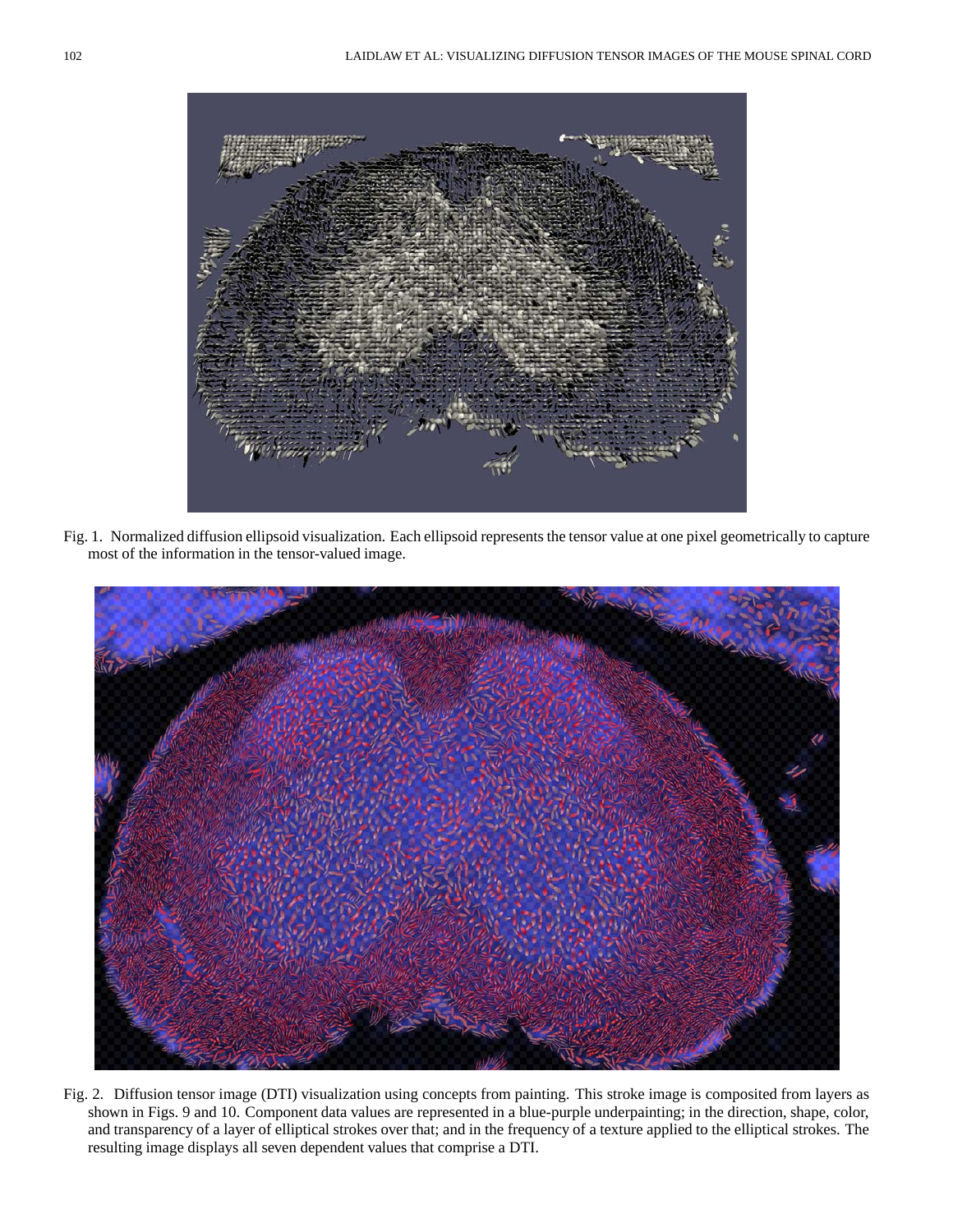Fig. 1. Normalized diffusion ellipsoid visualization. Each ellipsoid represents the tensor value at one pixel geometrically to capture most of the information in the tensor-valued image.

Fig. 2. Diffusion tensor image (DTI) visualization using concepts from painting. This stroke image is composited from layers as shown in Figs. 9 and 10. Component data values are represented in a blue-purple underpainting; in the direction, shape, color, and transparency of a layer of elliptical strokes over that; and in the frequency of a texture applied to the elliptical strokes. The resulting image displays all seven dependent values that comprise a DTI.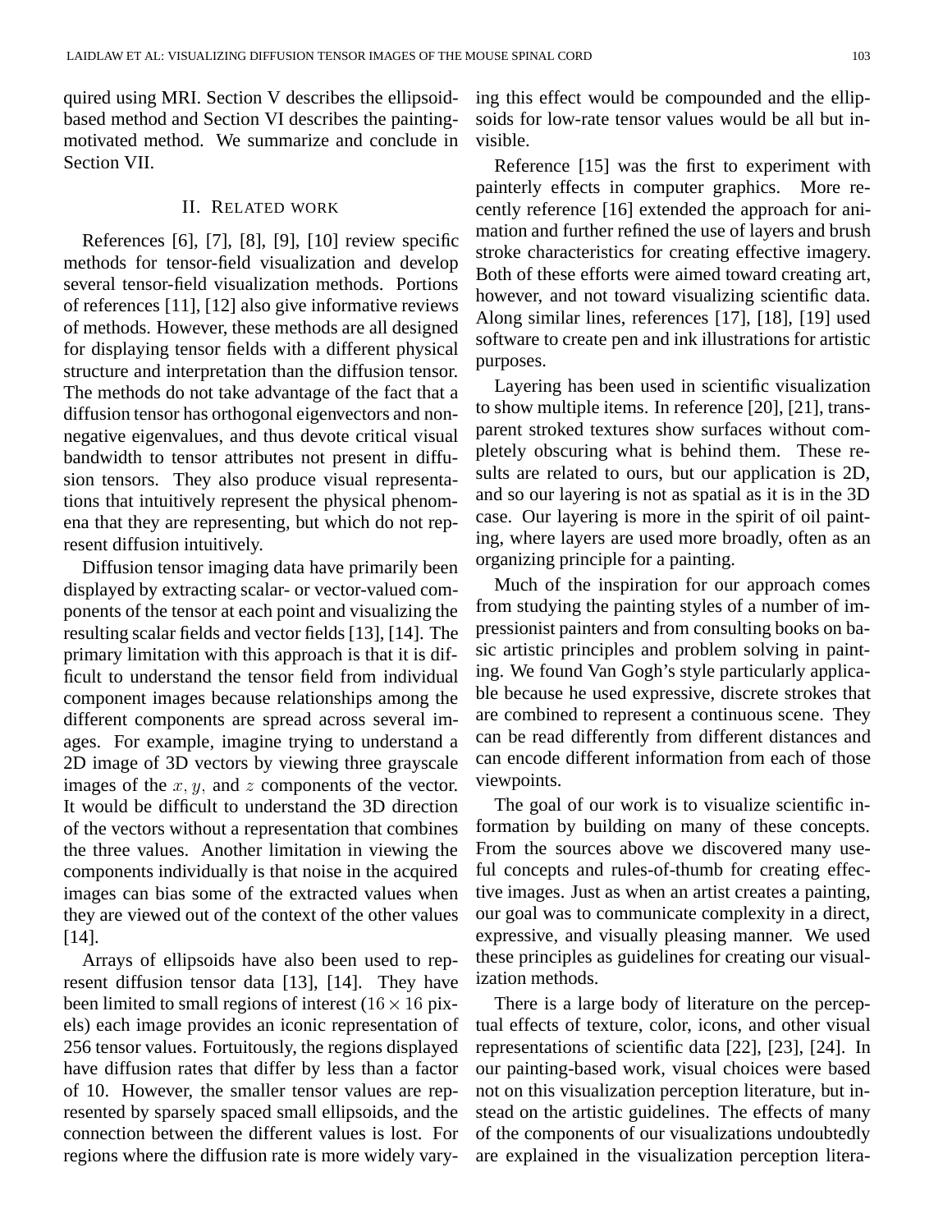quired using MRI. Section V describes the ellipsoid-based method and Section VI describes the painting-motivated method. We summarize and conclude in Section VII.

## II. Related work

References [6], [7], [8], [9], [10] review specific methods for tensor-field visualization and develop several tensor-field visualization methods. Portions of references [11], [12] also give informative reviews of methods. However, these methods are all designed for displaying tensor fields with a different physical structure and interpretation than the diffusion tensor. The methods do not take advantage of the fact that a diffusion tensor has orthogonal eigenvectors and non-negative eigenvalues, and thus devote critical visual bandwidth to tensor attributes not present in diffusion tensors. They also produce visual representations that intuitively represent the physical phenomena that they are representing, but which do not represent diffusion intuitively.

Diffusion tensor imaging data have primarily been displayed by extracting scalar- or vector-valued components of the tensor at each point and visualizing the resulting scalar fields and vector fields [13], [14]. The primary limitation with this approach is that it is difficult to understand the tensor field from individual component images because relationships among the different components are spread across several images. For example, imagine trying to understand a 2D image of 3D vectors by viewing three grayscale images of the $x$, $y$, and $z$ components of the vector. It would be difficult to understand the 3D direction of the vectors without a representation that combines the three values. Another limitation in viewing the components individually is that noise in the acquired images can bias some of the extracted values when they are viewed out of the context of the other values [14].

Arrays of ellipsoids have also been used to represent diffusion tensor data [13], [14]. They have been limited to small regions of interest ($16 \times 16$ pixels) each image provides an iconic representation of 256 tensor values. Fortuitously, the regions displayed have diffusion rates that differ by less than a factor of 10. However, the smaller tensor values are represented by sparsely spaced small ellipsoids, and the connection between the different values is lost. For regions where the diffusion rate is more widely varying this effect would be compounded and the ellipsoids for low-rate tensor values would be all but invisible.

Reference [15] was the first to experiment with painterly effects in computer graphics. More recently reference [16] extended the approach for animation and further refined the use of layers and brush stroke characteristics for creating effective imagery. Both of these efforts were aimed toward creating art, however, and not toward visualizing scientific data. Along similar lines, references [17], [18], [19] used software to create pen and ink illustrations for artistic purposes.

Layering has been used in scientific visualization to show multiple items. In reference [20], [21], transparent stroked textures show surfaces without completely obscuring what is behind them. These results are related to ours, but our application is 2D, and so our layering is not as spatial as it is in the 3D case. Our layering is more in the spirit of oil painting, where layers are used more broadly, often as an organizing principle for a painting.

Much of the inspiration for our approach comes from studying the painting styles of a number of impressionist painters and from consulting books on basic artistic principles and problem solving in painting. We found Van Gogh's style particularly applicable because he used expressive, discrete strokes that are combined to represent a continuous scene. They can be read differently from different distances and can encode different information from each of those viewpoints.

The goal of our work is to visualize scientific information by building on many of these concepts. From the sources above we discovered many useful concepts and rules-of-thumb for creating effective images. Just as when an artist creates a painting, our goal was to communicate complexity in a direct, expressive, and visually pleasing manner. We used these principles as guidelines for creating our visualization methods.

There is a large body of literature on the perceptual effects of texture, color, icons, and other visual representations of scientific data [22], [23], [24]. In our painting-based work, visual choices were based not on this visualization perception literature, but instead on the artistic guidelines. The effects of many of the components of our visualizations undoubtedly are explained in the visualization perception litera-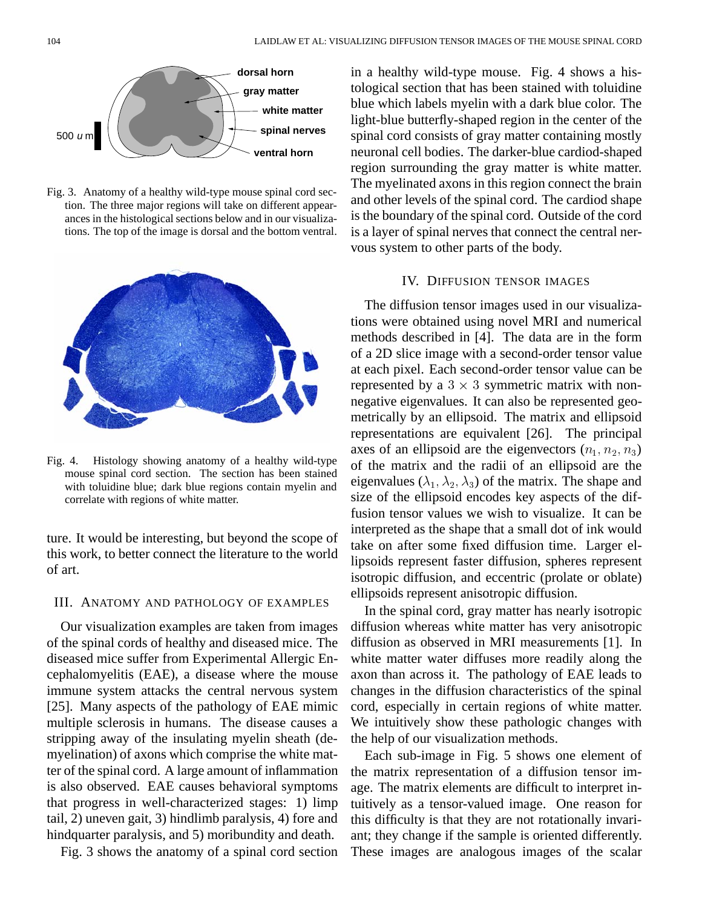Fig. 3. Anatomy of a healthy wild-type mouse spinal cord section. The three major regions will take on different appearances in the histological sections below and in our visualizations. The top of the image is dorsal and the bottom ventral.

Fig. 4. Histology showing anatomy of a healthy wild-type mouse spinal cord section. The section has been stained with toluidine blue; dark blue regions contain myelin and correlate with regions of white matter.

ture. It would be interesting, but beyond the scope of this work, to better connect the literature to the world of art.

## III. Anatomy and Pathology of Examples

Our visualization examples are taken from images of the spinal cords of healthy and diseased mice. The diseased mice suffer from Experimental Allergic Encephalomyelitis (EAE), a disease where the mouse immune system attacks the central nervous system [25]. Many aspects of the pathology of EAE mimic multiple sclerosis in humans. The disease causes a stripping away of the insulating myelin sheath (demyelination) of axons which comprise the white matter of the spinal cord. A large amount of inflammation is also observed. EAE causes behavioral symptoms that progress in well-characterized stages: 1) limp tail, 2) uneven gait, 3) hindlimb paralysis, 4) fore and hindquarter paralysis, and 5) moribundity and death.

Fig. 3 shows the anatomy of a spinal cord section in a healthy wild-type mouse. Fig. 4 shows a histological section that has been stained with toluidine blue which labels myelin with a dark blue color. The light-blue butterfly-shaped region in the center of the spinal cord consists of gray matter containing mostly neuronal cell bodies. The darker-blue cardiod-shaped region surrounding the gray matter is white matter. The myelinated axons in this region connect the brain and other levels of the spinal cord. The cardiod shape is the boundary of the spinal cord. Outside of the cord is a layer of spinal nerves that connect the central nervous system to other parts of the body.

## IV. Diffusion Tensor Images

The diffusion tensor images used in our visualizations were obtained using novel MRI and numerical methods described in [4]. The data are in the form of a 2D slice image with a second-order tensor value at each pixel. Each second-order tensor value can be represented by a $3 \times 3$ symmetric matrix with non-negative eigenvalues. It can also be represented geometrically by an ellipsoid. The matrix and ellipsoid representations are equivalent [26]. The principal axes of an ellipsoid are the eigenvectors $(n_1, n_2, n_3)$ of the matrix and the radii of an ellipsoid are the eigenvalues $(\lambda_1, \lambda_2, \lambda_3)$ of the matrix. The shape and size of the ellipsoid encodes key aspects of the diffusion tensor values we wish to visualize. It can be interpreted as the shape that a small dot of ink would take on after some fixed diffusion time. Larger ellipsoids represent faster diffusion, spheres represent isotropic diffusion, and eccentric (prolate or oblate) ellipsoids represent anisotropic diffusion.

In the spinal cord, gray matter has nearly isotropic diffusion whereas white matter has very anisotropic diffusion as observed in MRI measurements [1]. In white matter water diffuses more readily along the axon than across it. The pathology of EAE leads to changes in the diffusion characteristics of the spinal cord, especially in certain regions of white matter. We intuitively show these pathologic changes with the help of our visualization methods.

Each sub-image in Fig. 5 shows one element of the matrix representation of a diffusion tensor image. The matrix elements are difficult to interpret intuitively as a tensor-valued image. One reason for this difficulty is that they are not rotationally invariant; they change if the sample is oriented differently. These images are analogous images of the scalar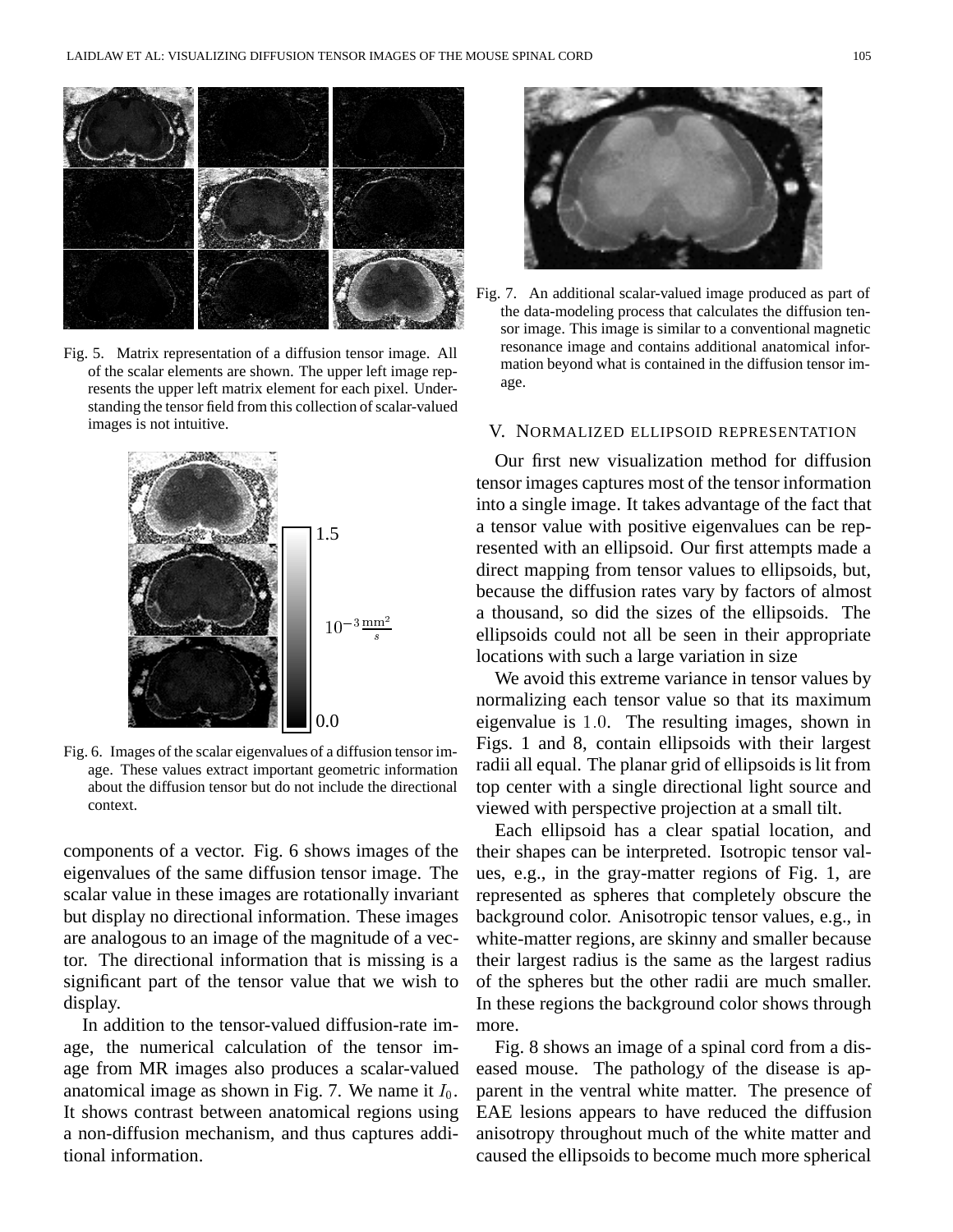Fig. 5. Matrix representation of a diffusion tensor image. All of the scalar elements are shown. The upper left image represents the upper left matrix element for each pixel. Understanding the tensor field from this collection of scalar-valued images is not intuitive.

Fig. 6. Images of the scalar eigenvalues of a diffusion tensor image. These values extract important geometric information about the diffusion tensor but do not include the directional context.

components of a vector. Fig. 6 shows images of the eigenvalues of the same diffusion tensor image. The scalar value in these images are rotationally invariant but display no directional information. These images are analogous to an image of the magnitude of a vector. The directional information that is missing is a significant part of the tensor value that we wish to display.

In addition to the tensor-valued diffusion-rate image, the numerical calculation of the tensor image from MR images also produces a scalar-valued anatomical image as shown in Fig. 7. We name it $I_0$. It shows contrast between anatomical regions using a non-diffusion mechanism, and thus captures additional information.

Fig. 7. An additional scalar-valued image produced as part of the data-modeling process that calculates the diffusion tensor image. This image is similar to a conventional magnetic resonance image and contains additional anatomical information beyond what is contained in the diffusion tensor image.

## V. Normalized ellipsoid representation

Our first new visualization method for diffusion tensor images captures most of the tensor information into a single image. It takes advantage of the fact that a tensor value with positive eigenvalues can be represented with an ellipsoid. Our first attempts made a direct mapping from tensor values to ellipsoids, but, because the diffusion rates vary by factors of almost a thousand, so did the sizes of the ellipsoids. The ellipsoids could not all be seen in their appropriate locations with such a large variation in size

We avoid this extreme variance in tensor values by normalizing each tensor value so that its maximum eigenvalue is $1.0$. The resulting images, shown in Figs. 1 and 8, contain ellipsoids with their largest radii all equal. The planar grid of ellipsoids is lit from top center with a single directional light source and viewed with perspective projection at a small tilt.

Each ellipsoid has a clear spatial location, and their shapes can be interpreted. Isotropic tensor values, e.g., in the gray-matter regions of Fig. 1, are represented as spheres that completely obscure the background color. Anisotropic tensor values, e.g., in white-matter regions, are skinny and smaller because their largest radius is the same as the largest radius of the spheres but the other radii are much smaller. In these regions the background color shows through more.

Fig. 8 shows an image of a spinal cord from a diseased mouse. The pathology of the disease is apparent in the ventral white matter. The presence of EAE lesions appears to have reduced the diffusion anisotropy throughout much of the white matter and caused the ellipsoids to become much more spherical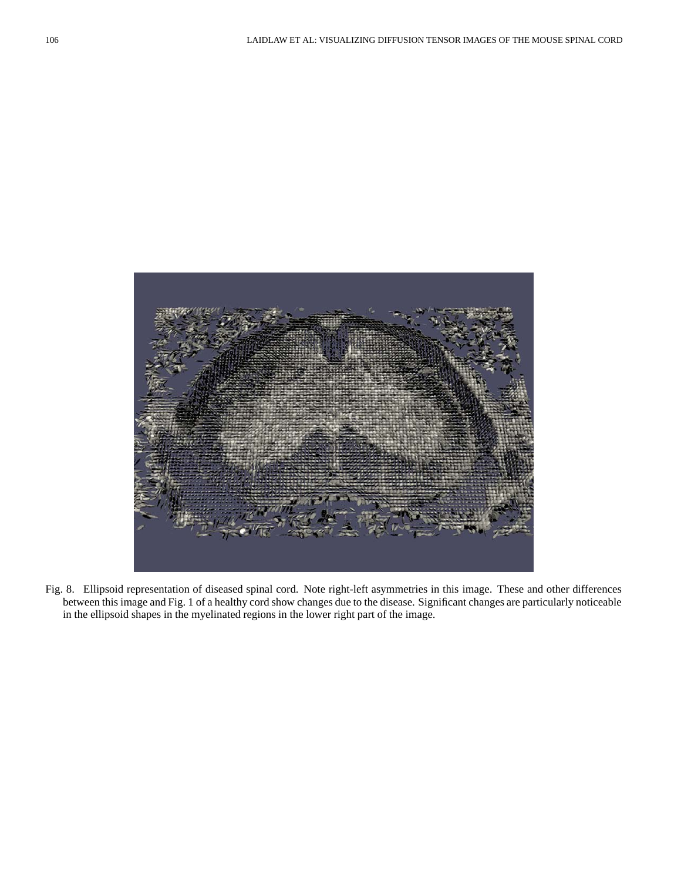Fig. 8. Ellipsoid representation of diseased spinal cord. Note right-left asymmetries in this image. These and other differences between this image and Fig. 1 of a healthy cord show changes due to the disease. Significant changes are particularly noticeable in the ellipsoid shapes in the myelinated regions in the lower right part of the image.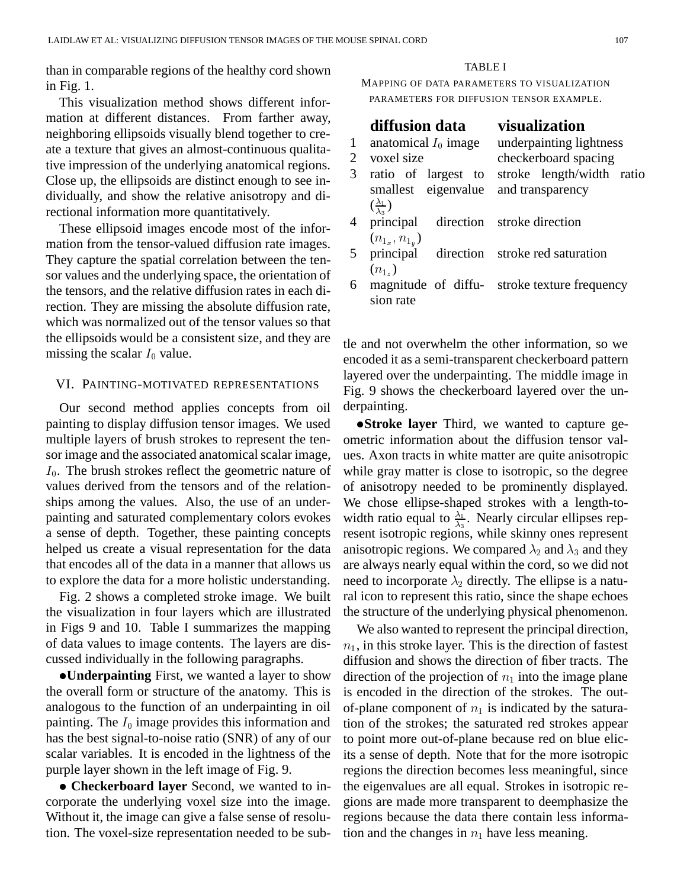than in comparable regions of the healthy cord shown in Fig. 1.

This visualization method shows different information at different distances. From farther away, neighboring ellipsoids visually blend together to create a texture that gives an almost-continuous qualitative impression of the underlying anatomical regions. Close up, the ellipsoids are distinct enough to see individually, and show the relative anisotropy and directional information more quantitatively.

These ellipsoid images encode most of the information from the tensor-valued diffusion rate images. They capture the spatial correlation between the tensor values and the underlying space, the orientation of the tensors, and the relative diffusion rates in each direction. They are missing the absolute diffusion rate, which was normalized out of the tensor values so that the ellipsoids would be a consistent size, and they are missing the scalar $I_0$ value.

## VI. Painting-motivated representations

Our second method applies concepts from oil painting to display diffusion tensor images. We used multiple layers of brush strokes to represent the tensor image and the associated anatomical scalar image, $I_0$. The brush strokes reflect the geometric nature of values derived from the tensors and of the relationships among the values. Also, the use of an underpainting and saturated complementary colors evokes a sense of depth. Together, these painting concepts helped us create a visual representation for the data that encodes all of the data in a manner that allows us to explore the data for a more holistic understanding.

Fig. 2 shows a completed stroke image. We built the visualization in four layers which are illustrated in Figs 9 and 10. Table I summarizes the mapping of data values to image contents. The layers are discussed individually in the following paragraphs.

TABLE I
Mapping of data parameters to visualization parameters for diffusion tensor example.

| | **diffusion data** | **visualization** |
|---|---|---|
| 1 | anatomical $I_0$ image | underpainting lightness |
| 2 | voxel size | checkerboard spacing |
| 3 | ratio of largest to smallest eigenvalue ($\frac{\lambda_1}{\lambda_3}$) | stroke length/width ratio and transparency |
| 4 | principal direction ($n_{1_x}, n_{1_y}$) | stroke direction |
| 5 | principal direction ($n_{1_z}$) | stroke red saturation |
| 6 | magnitude of diffusion rate | stroke texture frequency |

- **Underpainting** First, we wanted a layer to show the overall form or structure of the anatomy. This is analogous to the function of an underpainting in oil painting. The $I_0$ image provides this information and has the best signal-to-noise ratio (SNR) of any of our scalar variables. It is encoded in the lightness of the purple layer shown in the left image of Fig. 9.

- **Checkerboard layer** Second, we wanted to incorporate the underlying voxel size into the image. Without it, the image can give a false sense of resolution. The voxel-size representation needed to be subtle and not overwhelm the other information, so we encoded it as a semi-transparent checkerboard pattern layered over the underpainting. The middle image in Fig. 9 shows the checkerboard layered over the underpainting.

- **Stroke layer** Third, we wanted to capture geometric information about the diffusion tensor values. Axon tracts in white matter are quite anisotropic while gray matter is close to isotropic, so the degree of anisotropy needed to be prominently displayed. We chose ellipse-shaped strokes with a length-to-width ratio equal to $\frac{\lambda_1}{\lambda_3}$. Nearly circular ellipses represent isotropic regions, while skinny ones represent anisotropic regions. We compared $\lambda_2$ and $\lambda_3$ and they are always nearly equal within the cord, so we did not need to incorporate $\lambda_2$ directly. The ellipse is a natural icon to represent this ratio, since the shape echoes the structure of the underlying physical phenomenon.

We also wanted to represent the principal direction, $n_1$, in this stroke layer. This is the direction of fastest diffusion and shows the direction of fiber tracts. The direction of the projection of $n_1$ into the image plane is encoded in the direction of the strokes. The out-of-plane component of $n_1$ is indicated by the saturation of the strokes; the saturated red strokes appear to point more out-of-plane because red on blue elicits a sense of depth. Note that for the more isotropic regions the direction becomes less meaningful, since the eigenvalues are all equal. Strokes in isotropic regions are made more transparent to deemphasize the regions because the data there contain less information and the changes in $n_1$ have less meaning.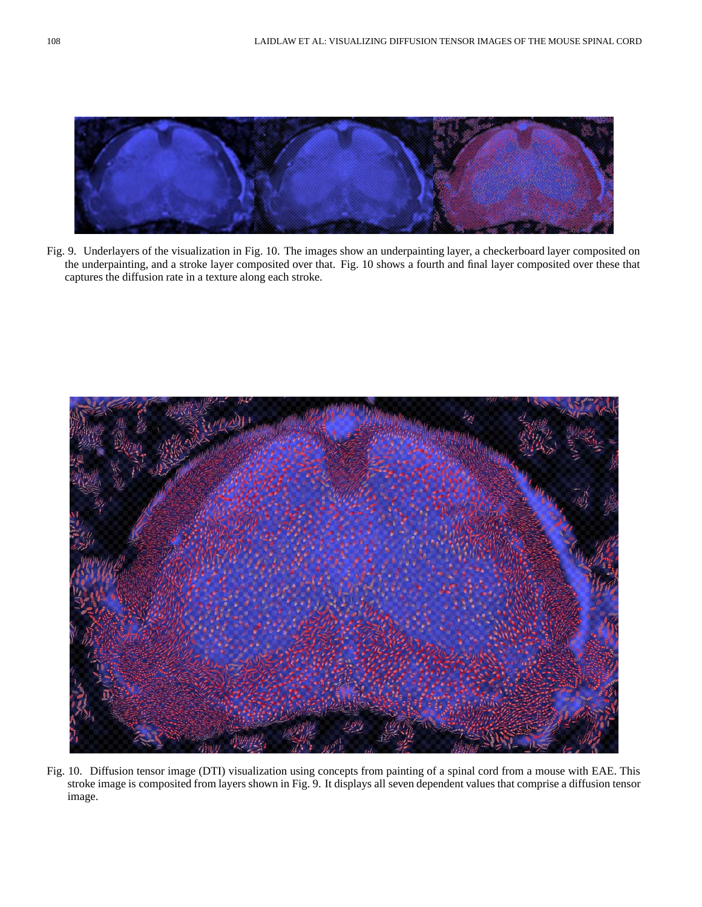Fig. 9. Underlayers of the visualization in Fig. 10. The images show an underpainting layer, a checkerboard layer composited on the underpainting, and a stroke layer composited over that. Fig. 10 shows a fourth and final layer composited over these that captures the diffusion rate in a texture along each stroke.

Fig. 10. Diffusion tensor image (DTI) visualization using concepts from painting of a spinal cord from a mouse with EAE. This stroke image is composited from layers shown in Fig. 9. It displays all seven dependent values that comprise a diffusion tensor image.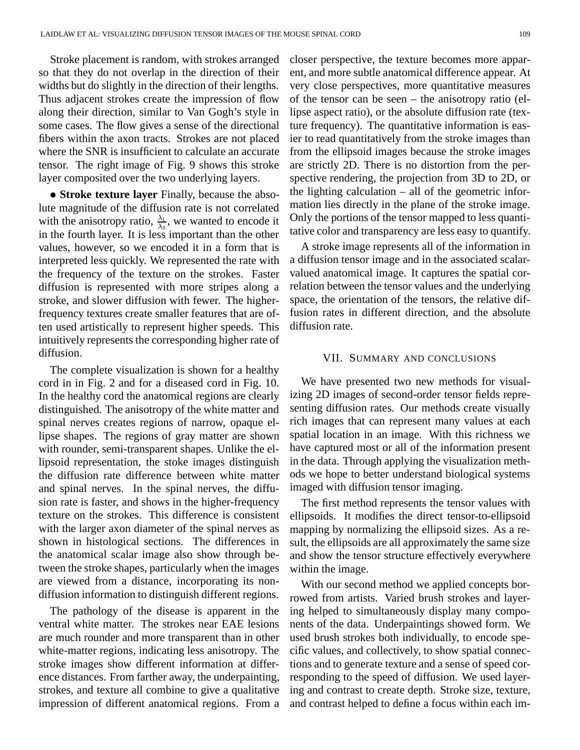Stroke placement is random, with strokes arranged so that they do not overlap in the direction of their widths but do slightly in the direction of their lengths. Thus adjacent strokes create the impression of flow along their direction, similar to Van Gogh's style in some cases. The flow gives a sense of the directional fibers within the axon tracts. Strokes are not placed where the SNR is insufficient to calculate an accurate tensor. The right image of Fig. 9 shows this stroke layer composited over the two underlying layers.

- **Stroke texture layer** Finally, because the absolute magnitude of the diffusion rate is not correlated with the anisotropy ratio, $\frac{\lambda_1}{\lambda_3}$, we wanted to encode it in the fourth layer. It is less important than the other values, however, so we encoded it in a form that is interpreted less quickly. We represented the rate with the frequency of the texture on the strokes. Faster diffusion is represented with more stripes along a stroke, and slower diffusion with fewer. The higher-frequency textures create smaller features that are often used artistically to represent higher speeds. This intuitively represents the corresponding higher rate of diffusion.

The complete visualization is shown for a healthy cord in in Fig. 2 and for a diseased cord in Fig. 10. In the healthy cord the anatomical regions are clearly distinguished. The anisotropy of the white matter and spinal nerves creates regions of narrow, opaque ellipse shapes. The regions of gray matter are shown with rounder, semi-transparent shapes. Unlike the ellipsoid representation, the stoke images distinguish the diffusion rate difference between white matter and spinal nerves. In the spinal nerves, the diffusion rate is faster, and shows in the higher-frequency texture on the strokes. This difference is consistent with the larger axon diameter of the spinal nerves as shown in histological sections. The differences in the anatomical scalar image also show through between the stroke shapes, particularly when the images are viewed from a distance, incorporating its non-diffusion information to distinguish different regions.

The pathology of the disease is apparent in the ventral white matter. The strokes near EAE lesions are much rounder and more transparent than in other white-matter regions, indicating less anisotropy. The stroke images show different information at difference distances. From farther away, the underpainting, strokes, and texture all combine to give a qualitative impression of different anatomical regions. From a closer perspective, the texture becomes more apparent, and more subtle anatomical difference appear. At very close perspectives, more quantitative measures of the tensor can be seen – the anisotropy ratio (ellipse aspect ratio), or the absolute diffusion rate (texture frequency). The quantitative information is easier to read quantitatively from the stroke images than from the ellipsoid images because the stroke images are strictly 2D. There is no distortion from the perspective rendering, the projection from 3D to 2D, or the lighting calculation – all of the geometric information lies directly in the plane of the stroke image. Only the portions of the tensor mapped to less quantitative color and transparency are less easy to quantify.

A stroke image represents all of the information in a diffusion tensor image and in the associated scalar-valued anatomical image. It captures the spatial correlation between the tensor values and the underlying space, the orientation of the tensors, the relative diffusion rates in different direction, and the absolute diffusion rate.

## VII. Summary and Conclusions

We have presented two new methods for visualizing 2D images of second-order tensor fields representing diffusion rates. Our methods create visually rich images that can represent many values at each spatial location in an image. With this richness we have captured most or all of the information present in the data. Through applying the visualization methods we hope to better understand biological systems imaged with diffusion tensor imaging.

The first method represents the tensor values with ellipsoids. It modifies the direct tensor-to-ellipsoid mapping by normalizing the ellipsoid sizes. As a result, the ellipsoids are all approximately the same size and show the tensor structure effectively everywhere within the image.

With our second method we applied concepts borrowed from artists. Varied brush strokes and layering helped to simultaneously display many components of the data. Underpaintings showed form. We used brush strokes both individually, to encode specific values, and collectively, to show spatial connections and to generate texture and a sense of speed corresponding to the speed of diffusion. We used layering and contrast to create depth. Stroke size, texture, and contrast helped to define a focus within each im-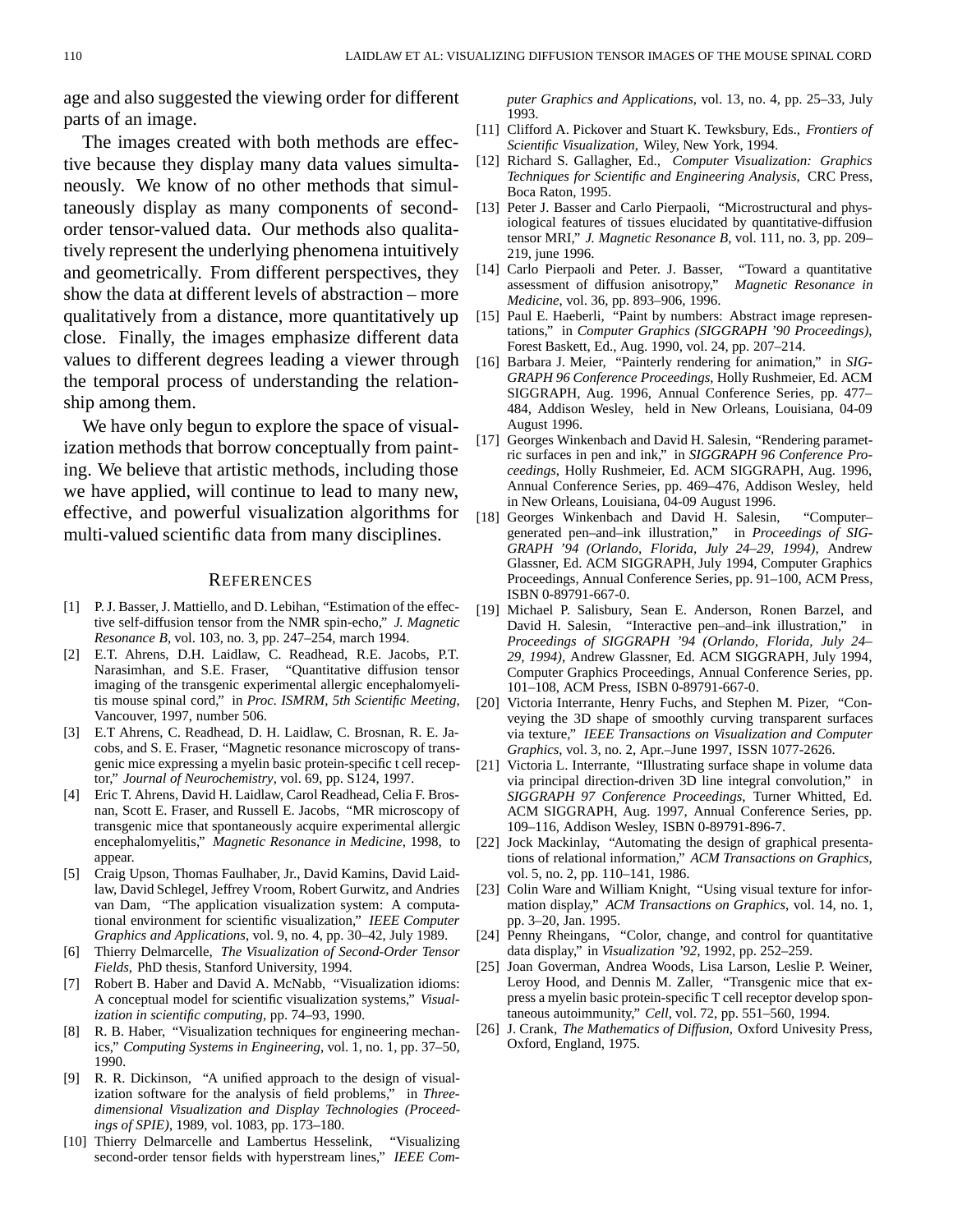age and also suggested the viewing order for different parts of an image.

The images created with both methods are effective because they display many data values simultaneously. We know of no other methods that simultaneously display as many components of second-order tensor-valued data. Our methods also qualitatively represent the underlying phenomena intuitively and geometrically. From different perspectives, they show the data at different levels of abstraction – more qualitatively from a distance, more quantitatively up close. Finally, the images emphasize different data values to different degrees leading a viewer through the temporal process of understanding the relationship among them.

We have only begun to explore the space of visualization methods that borrow conceptually from painting. We believe that artistic methods, including those we have applied, will continue to lead to many new, effective, and powerful visualization algorithms for multi-valued scientific data from many disciplines.

## References

[1] P. J. Basser, J. Mattiello, and D. Lebihan, "Estimation of the effective self-diffusion tensor from the NMR spin-echo," *J. Magnetic Resonance B*, vol. 103, no. 3, pp. 247–254, march 1994.

[2] E.T. Ahrens, D.H. Laidlaw, C. Readhead, R.E. Jacobs, P.T. Narasimhan, and S.E. Fraser, "Quantitative diffusion tensor imaging of the transgenic experimental allergic encephalomyelitis mouse spinal cord," in *Proc. ISMRM, 5th Scientific Meeting*, Vancouver, 1997, number 506.

[3] E.T Ahrens, C. Readhead, D. H. Laidlaw, C. Brosnan, R. E. Jacobs, and S. E. Fraser, "Magnetic resonance microscopy of transgenic mice expressing a myelin basic protein-specific t cell receptor," *Journal of Neurochemistry*, vol. 69, pp. S124, 1997.

[4] Eric T. Ahrens, David H. Laidlaw, Carol Readhead, Celia F. Brosnan, Scott E. Fraser, and Russell E. Jacobs, "MR microscopy of transgenic mice that spontaneously acquire experimental allergic encephalomyelitis," *Magnetic Resonance in Medicine*, 1998, to appear.

[5] Craig Upson, Thomas Faulhaber, Jr., David Kamins, David Laidlaw, David Schlegel, Jeffrey Vroom, Robert Gurwitz, and Andries van Dam, "The application visualization system: A computational environment for scientific visualization," *IEEE Computer Graphics and Applications*, vol. 9, no. 4, pp. 30–42, July 1989.

[6] Thierry Delmarcelle, *The Visualization of Second-Order Tensor Fields*, PhD thesis, Stanford University, 1994.

[7] Robert B. Haber and David A. McNabb, "Visualization idioms: A conceptual model for scientific visualization systems," *Visualization in scientific computing*, pp. 74–93, 1990.

[8] R. B. Haber, "Visualization techniques for engineering mechanics," *Computing Systems in Engineering*, vol. 1, no. 1, pp. 37–50, 1990.

[9] R. R. Dickinson, "A unified approach to the design of visualization software for the analysis of field problems," in *Three-dimensional Visualization and Display Technologies (Proceedings of SPIE)*, 1989, vol. 1083, pp. 173–180.

[10] Thierry Delmarcelle and Lambertus Hesselink, "Visualizing second-order tensor fields with hyperstream lines," *IEEE Computer Graphics and Applications*, vol. 13, no. 4, pp. 25–33, July 1993.

[11] Clifford A. Pickover and Stuart K. Tewksbury, Eds., *Frontiers of Scientific Visualization*, Wiley, New York, 1994.

[12] Richard S. Gallagher, Ed., *Computer Visualization: Graphics Techniques for Scientific and Engineering Analysis*, CRC Press, Boca Raton, 1995.

[13] Peter J. Basser and Carlo Pierpaoli, "Microstructural and physiological features of tissues elucidated by quantitative-diffusion tensor MRI," *J. Magnetic Resonance B*, vol. 111, no. 3, pp. 209–219, june 1996.

[14] Carlo Pierpaoli and Peter. J. Basser, "Toward a quantitative assessment of diffusion anisotropy," *Magnetic Resonance in Medicine*, vol. 36, pp. 893–906, 1996.

[15] Paul E. Haeberli, "Paint by numbers: Abstract image representations," in *Computer Graphics (SIGGRAPH '90 Proceedings)*, Forest Baskett, Ed., Aug. 1990, vol. 24, pp. 207–214.

[16] Barbara J. Meier, "Painterly rendering for animation," in *SIGGRAPH 96 Conference Proceedings*, Holly Rushmeier, Ed. ACM SIGGRAPH, Aug. 1996, Annual Conference Series, pp. 477–484, Addison Wesley, held in New Orleans, Louisiana, 04-09 August 1996.

[17] Georges Winkenbach and David H. Salesin, "Rendering parametric surfaces in pen and ink," in *SIGGRAPH 96 Conference Proceedings*, Holly Rushmeier, Ed. ACM SIGGRAPH, Aug. 1996, Annual Conference Series, pp. 469–476, Addison Wesley, held in New Orleans, Louisiana, 04-09 August 1996.

[18] Georges Winkenbach and David H. Salesin, "Computer–generated pen–and–ink illustration," in *Proceedings of SIGGRAPH '94 (Orlando, Florida, July 24–29, 1994)*, Andrew Glassner, Ed. ACM SIGGRAPH, July 1994, Computer Graphics Proceedings, Annual Conference Series, pp. 91–100, ACM Press, ISBN 0-89791-667-0.

[19] Michael P. Salisbury, Sean E. Anderson, Ronen Barzel, and David H. Salesin, "Interactive pen–and–ink illustration," in *Proceedings of SIGGRAPH '94 (Orlando, Florida, July 24–29, 1994)*, Andrew Glassner, Ed. ACM SIGGRAPH, July 1994, Computer Graphics Proceedings, Annual Conference Series, pp. 101–108, ACM Press, ISBN 0-89791-667-0.

[20] Victoria Interrante, Henry Fuchs, and Stephen M. Pizer, "Conveying the 3D shape of smoothly curving transparent surfaces via texture," *IEEE Transactions on Visualization and Computer Graphics*, vol. 3, no. 2, Apr.–June 1997, ISSN 1077-2626.

[21] Victoria L. Interrante, "Illustrating surface shape in volume data via principal direction-driven 3D line integral convolution," in *SIGGRAPH 97 Conference Proceedings*, Turner Whitted, Ed. ACM SIGGRAPH, Aug. 1997, Annual Conference Series, pp. 109–116, Addison Wesley, ISBN 0-89791-896-7.

[22] Jock Mackinlay, "Automating the design of graphical presentations of relational information," *ACM Transactions on Graphics*, vol. 5, no. 2, pp. 110–141, 1986.

[23] Colin Ware and William Knight, "Using visual texture for information display," *ACM Transactions on Graphics*, vol. 14, no. 1, pp. 3–20, Jan. 1995.

[24] Penny Rheingans, "Color, change, and control for quantitative data display," in *Visualization '92*, 1992, pp. 252–259.

[25] Joan Goverman, Andrea Woods, Lisa Larson, Leslie P. Weiner, Leroy Hood, and Dennis M. Zaller, "Transgenic mice that express a myelin basic protein-specific T cell receptor develop spontaneous autoimmunity," *Cell*, vol. 72, pp. 551–560, 1994.

[26] J. Crank, *The Mathematics of Diffusion*, Oxford Univesity Press, Oxford, England, 1975.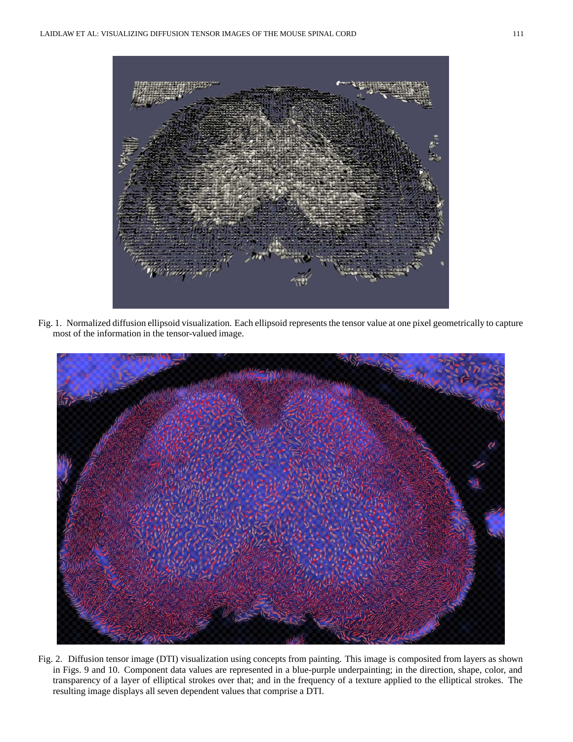Fig. 1. Normalized diffusion ellipsoid visualization. Each ellipsoid represents the tensor value at one pixel geometrically to capture most of the information in the tensor-valued image.

Fig. 2. Diffusion tensor image (DTI) visualization using concepts from painting. This image is composited from layers as shown in Figs. 9 and 10. Component data values are represented in a blue-purple underpainting; in the direction, shape, color, and transparency of a layer of elliptical strokes over that; and in the frequency of a texture applied to the elliptical strokes. The resulting image displays all seven dependent values that comprise a DTI.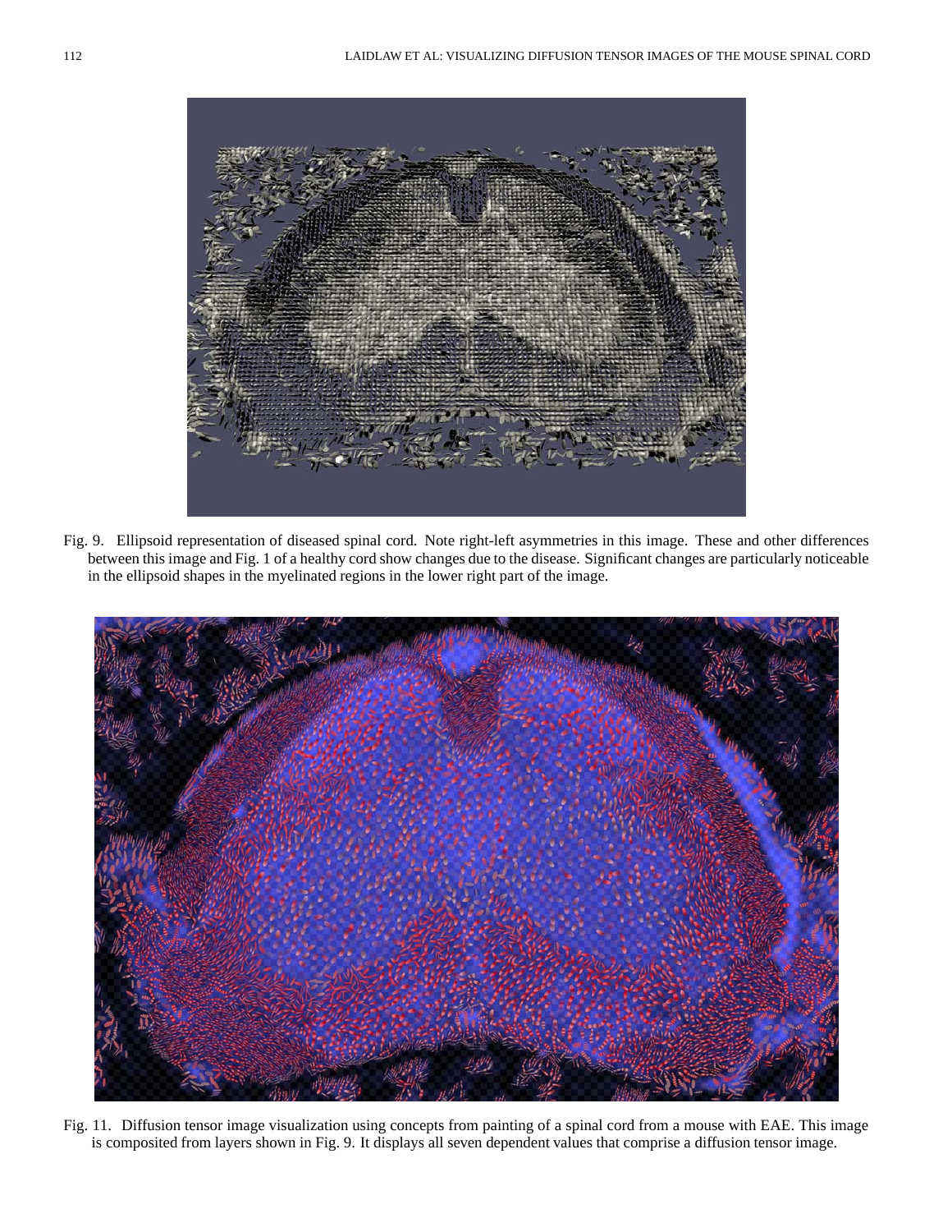Fig. 9. Ellipsoid representation of diseased spinal cord. Note right-left asymmetries in this image. These and other differences between this image and Fig. 1 of a healthy cord show changes due to the disease. Significant changes are particularly noticeable in the ellipsoid shapes in the myelinated regions in the lower right part of the image.

Fig. 11. Diffusion tensor image visualization using concepts from painting of a spinal cord from a mouse with EAE. This image is composited from layers shown in Fig. 9. It displays all seven dependent values that comprise a diffusion tensor image.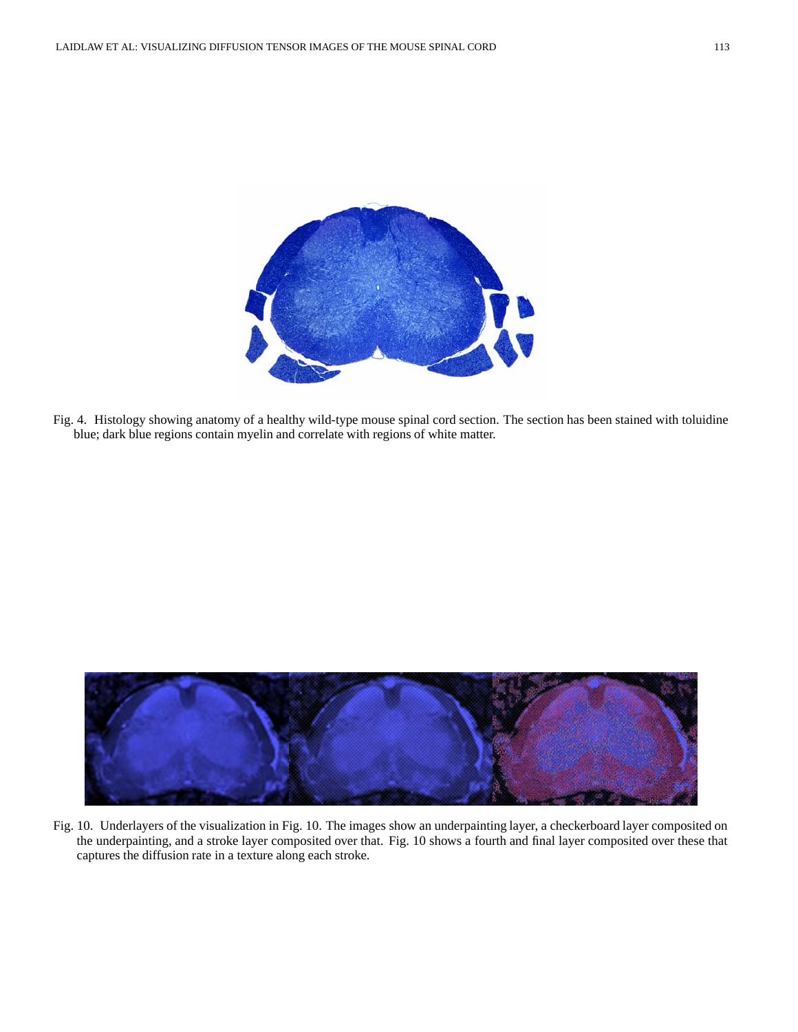Fig. 4. Histology showing anatomy of a healthy wild-type mouse spinal cord section. The section has been stained with toluidine blue; dark blue regions contain myelin and correlate with regions of white matter.

Fig. 10. Underlayers of the visualization in Fig. 10. The images show an underpainting layer, a checkerboard layer composited on the underpainting, and a stroke layer composited over that. Fig. 10 shows a fourth and final layer composited over these that captures the diffusion rate in a texture along each stroke.